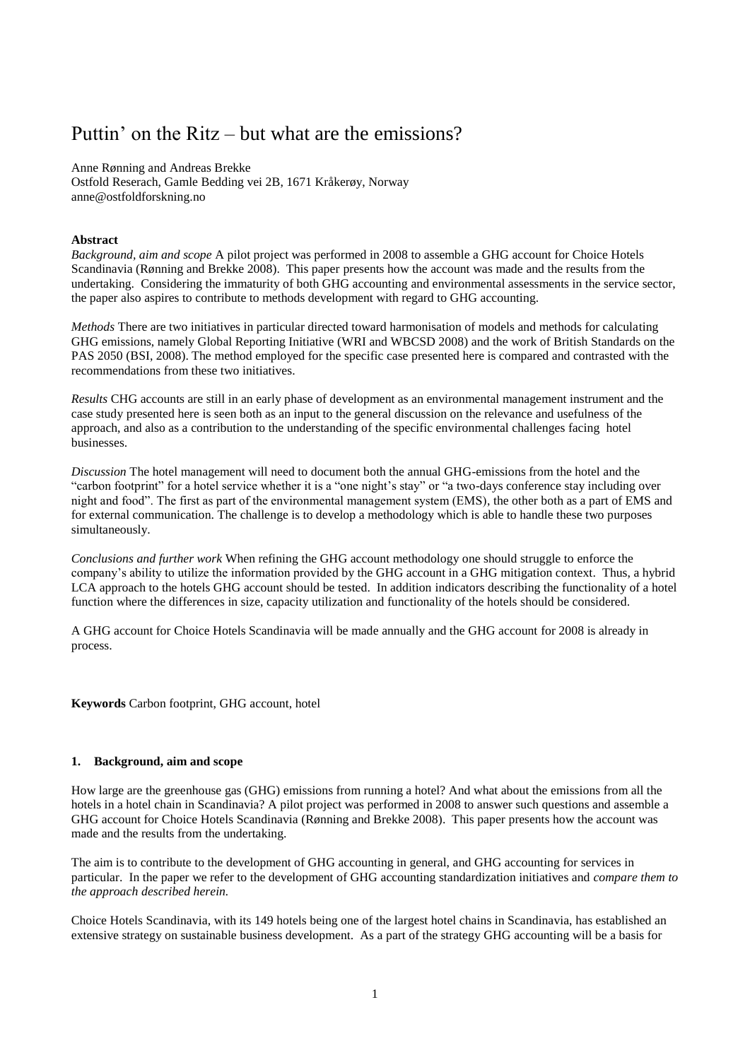# Puttin' on the Ritz – but what are the emissions?

Anne Rønning and Andreas Brekke
Ostfold Reserach, Gamle Bedding vei 2B, 1671 Kråkerøy, Norway
anne@ostfoldforskning.no

**Abstract**

*Background, aim and scope* A pilot project was performed in 2008 to assemble a GHG account for Choice Hotels Scandinavia (Rønning and Brekke 2008). This paper presents how the account was made and the results from the undertaking. Considering the immaturity of both GHG accounting and environmental assessments in the service sector, the paper also aspires to contribute to methods development with regard to GHG accounting.

*Methods* There are two initiatives in particular directed toward harmonisation of models and methods for calculating GHG emissions, namely Global Reporting Initiative (WRI and WBCSD 2008) and the work of British Standards on the PAS 2050 (BSI, 2008). The method employed for the specific case presented here is compared and contrasted with the recommendations from these two initiatives.

*Results* CHG accounts are still in an early phase of development as an environmental management instrument and the case study presented here is seen both as an input to the general discussion on the relevance and usefulness of the approach, and also as a contribution to the understanding of the specific environmental challenges facing hotel businesses.

*Discussion* The hotel management will need to document both the annual GHG-emissions from the hotel and the "carbon footprint" for a hotel service whether it is a "one night's stay" or "a two-days conference stay including over night and food". The first as part of the environmental management system (EMS), the other both as a part of EMS and for external communication. The challenge is to develop a methodology which is able to handle these two purposes simultaneously.

*Conclusions and further work* When refining the GHG account methodology one should struggle to enforce the company's ability to utilize the information provided by the GHG account in a GHG mitigation context. Thus, a hybrid LCA approach to the hotels GHG account should be tested. In addition indicators describing the functionality of a hotel function where the differences in size, capacity utilization and functionality of the hotels should be considered.

A GHG account for Choice Hotels Scandinavia will be made annually and the GHG account for 2008 is already in process.

**Keywords** Carbon footprint, GHG account, hotel

## 1. Background, aim and scope

How large are the greenhouse gas (GHG) emissions from running a hotel? And what about the emissions from all the hotels in a hotel chain in Scandinavia? A pilot project was performed in 2008 to answer such questions and assemble a GHG account for Choice Hotels Scandinavia (Rønning and Brekke 2008). This paper presents how the account was made and the results from the undertaking.

The aim is to contribute to the development of GHG accounting in general, and GHG accounting for services in particular. In the paper we refer to the development of GHG accounting standardization initiatives and *compare them to the approach described herein.*

Choice Hotels Scandinavia, with its 149 hotels being one of the largest hotel chains in Scandinavia, has established an extensive strategy on sustainable business development. As a part of the strategy GHG accounting will be a basis for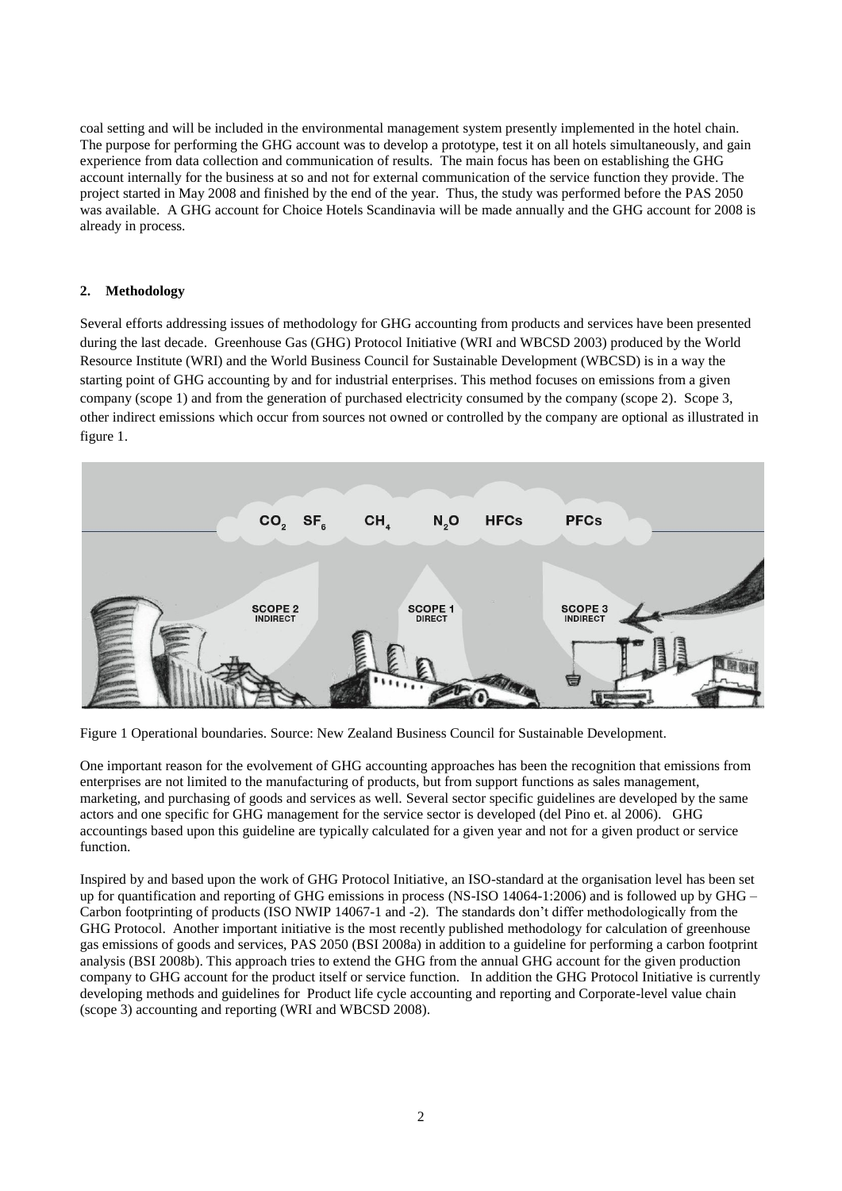coal setting and will be included in the environmental management system presently implemented in the hotel chain. The purpose for performing the GHG account was to develop a prototype, test it on all hotels simultaneously, and gain experience from data collection and communication of results. The main focus has been on establishing the GHG account internally for the business at so and not for external communication of the service function they provide. The project started in May 2008 and finished by the end of the year. Thus, the study was performed before the PAS 2050 was available. A GHG account for Choice Hotels Scandinavia will be made annually and the GHG account for 2008 is already in process.

## 2. Methodology

Several efforts addressing issues of methodology for GHG accounting from products and services have been presented during the last decade. Greenhouse Gas (GHG) Protocol Initiative (WRI and WBCSD 2003) produced by the World Resource Institute (WRI) and the World Business Council for Sustainable Development (WBCSD) is in a way the starting point of GHG accounting by and for industrial enterprises. This method focuses on emissions from a given company (scope 1) and from the generation of purchased electricity consumed by the company (scope 2). Scope 3, other indirect emissions which occur from sources not owned or controlled by the company are optional as illustrated in figure 1.

Figure 1 Operational boundaries. Source: New Zealand Business Council for Sustainable Development.

One important reason for the evolvement of GHG accounting approaches has been the recognition that emissions from enterprises are not limited to the manufacturing of products, but from support functions as sales management, marketing, and purchasing of goods and services as well. Several sector specific guidelines are developed by the same actors and one specific for GHG management for the service sector is developed (del Pino et. al 2006). GHG accountings based upon this guideline are typically calculated for a given year and not for a given product or service function.

Inspired by and based upon the work of GHG Protocol Initiative, an ISO-standard at the organisation level has been set up for quantification and reporting of GHG emissions in process (NS-ISO 14064-1:2006) and is followed up by GHG – Carbon footprinting of products (ISO NWIP 14067-1 and -2). The standards don't differ methodologically from the GHG Protocol. Another important initiative is the most recently published methodology for calculation of greenhouse gas emissions of goods and services, PAS 2050 (BSI 2008a) in addition to a guideline for performing a carbon footprint analysis (BSI 2008b). This approach tries to extend the GHG from the annual GHG account for the given production company to GHG account for the product itself or service function. In addition the GHG Protocol Initiative is currently developing methods and guidelines for Product life cycle accounting and reporting and Corporate-level value chain (scope 3) accounting and reporting (WRI and WBCSD 2008).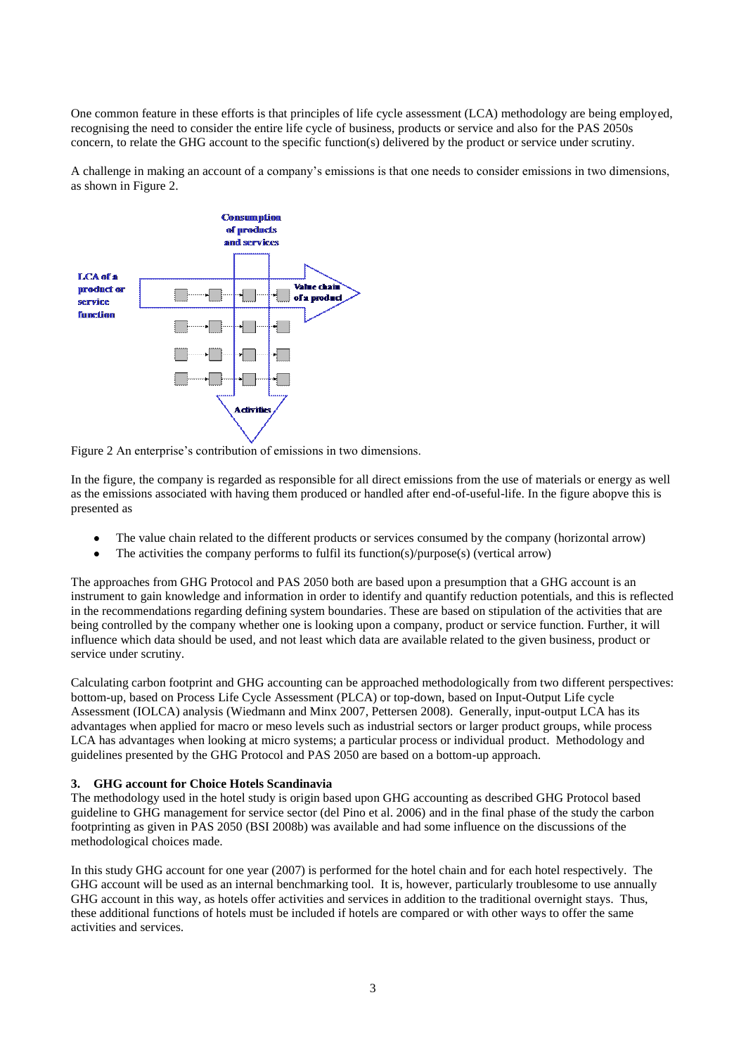One common feature in these efforts is that principles of life cycle assessment (LCA) methodology are being employed, recognising the need to consider the entire life cycle of business, products or service and also for the PAS 2050s concern, to relate the GHG account to the specific function(s) delivered by the product or service under scrutiny.

A challenge in making an account of a company's emissions is that one needs to consider emissions in two dimensions, as shown in Figure 2.

Figure 2 An enterprise's contribution of emissions in two dimensions.

In the figure, the company is regarded as responsible for all direct emissions from the use of materials or energy as well as the emissions associated with having them produced or handled after end-of-useful-life. In the figure abopve this is presented as

- The value chain related to the different products or services consumed by the company (horizontal arrow)
- The activities the company performs to fulfil its function(s)/purpose(s) (vertical arrow)

The approaches from GHG Protocol and PAS 2050 both are based upon a presumption that a GHG account is an instrument to gain knowledge and information in order to identify and quantify reduction potentials, and this is reflected in the recommendations regarding defining system boundaries. These are based on stipulation of the activities that are being controlled by the company whether one is looking upon a company, product or service function. Further, it will influence which data should be used, and not least which data are available related to the given business, product or service under scrutiny.

Calculating carbon footprint and GHG accounting can be approached methodologically from two different perspectives: bottom-up, based on Process Life Cycle Assessment (PLCA) or top-down, based on Input-Output Life cycle Assessment (IOLCA) analysis (Wiedmann and Minx 2007, Pettersen 2008). Generally, input-output LCA has its advantages when applied for macro or meso levels such as industrial sectors or larger product groups, while process LCA has advantages when looking at micro systems; a particular process or individual product. Methodology and guidelines presented by the GHG Protocol and PAS 2050 are based on a bottom-up approach.

## 3. GHG account for Choice Hotels Scandinavia

The methodology used in the hotel study is origin based upon GHG accounting as described GHG Protocol based guideline to GHG management for service sector (del Pino et al. 2006) and in the final phase of the study the carbon footprinting as given in PAS 2050 (BSI 2008b) was available and had some influence on the discussions of the methodological choices made.

In this study GHG account for one year (2007) is performed for the hotel chain and for each hotel respectively. The GHG account will be used as an internal benchmarking tool. It is, however, particularly troublesome to use annually GHG account in this way, as hotels offer activities and services in addition to the traditional overnight stays. Thus, these additional functions of hotels must be included if hotels are compared or with other ways to offer the same activities and services.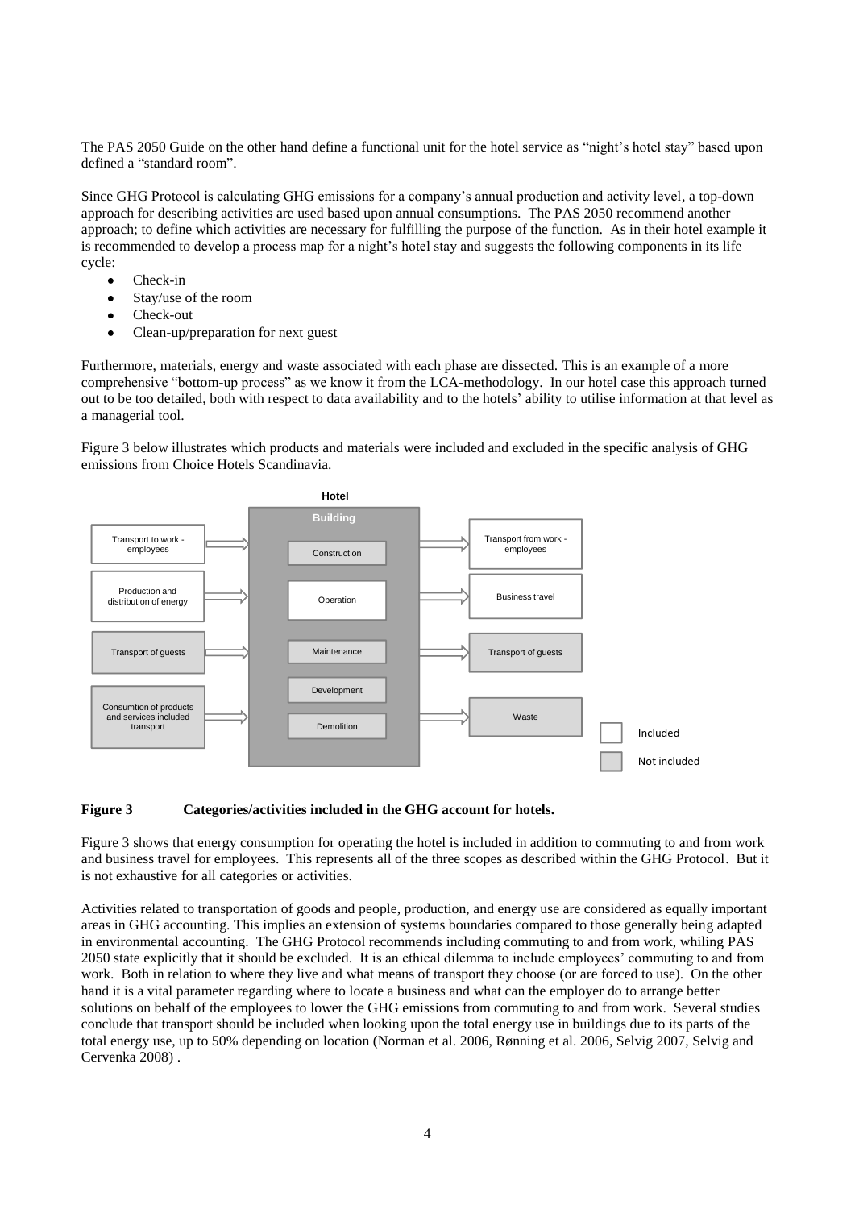The PAS 2050 Guide on the other hand define a functional unit for the hotel service as "night's hotel stay" based upon defined a "standard room".

Since GHG Protocol is calculating GHG emissions for a company's annual production and activity level, a top-down approach for describing activities are used based upon annual consumptions. The PAS 2050 recommend another approach; to define which activities are necessary for fulfilling the purpose of the function. As in their hotel example it is recommended to develop a process map for a night's hotel stay and suggests the following components in its life cycle:

- Check-in
- Stay/use of the room
- Check-out
- Clean-up/preparation for next guest

Furthermore, materials, energy and waste associated with each phase are dissected. This is an example of a more comprehensive "bottom-up process" as we know it from the LCA-methodology. In our hotel case this approach turned out to be too detailed, both with respect to data availability and to the hotels' ability to utilise information at that level as a managerial tool.

Figure 3 below illustrates which products and materials were included and excluded in the specific analysis of GHG emissions from Choice Hotels Scandinavia.

Hotel

Building

Transport to work - employees | Construction | Transport from work - employees

Production and distribution of energy | Operation | Business travel

Transport of guests | Maintenance | Transport of guests

Development

Consumtion of products and services included transport | Demolition | Waste

Included

Not included

**Figure 3 Categories/activities included in the GHG account for hotels.**

Figure 3 shows that energy consumption for operating the hotel is included in addition to commuting to and from work and business travel for employees. This represents all of the three scopes as described within the GHG Protocol. But it is not exhaustive for all categories or activities.

Activities related to transportation of goods and people, production, and energy use are considered as equally important areas in GHG accounting. This implies an extension of systems boundaries compared to those generally being adapted in environmental accounting. The GHG Protocol recommends including commuting to and from work, whiling PAS 2050 state explicitly that it should be excluded. It is an ethical dilemma to include employees' commuting to and from work. Both in relation to where they live and what means of transport they choose (or are forced to use). On the other hand it is a vital parameter regarding where to locate a business and what can the employer do to arrange better solutions on behalf of the employees to lower the GHG emissions from commuting to and from work. Several studies conclude that transport should be included when looking upon the total energy use in buildings due to its parts of the total energy use, up to 50% depending on location (Norman et al. 2006, Rønning et al. 2006, Selvig 2007, Selvig and Cervenka 2008) .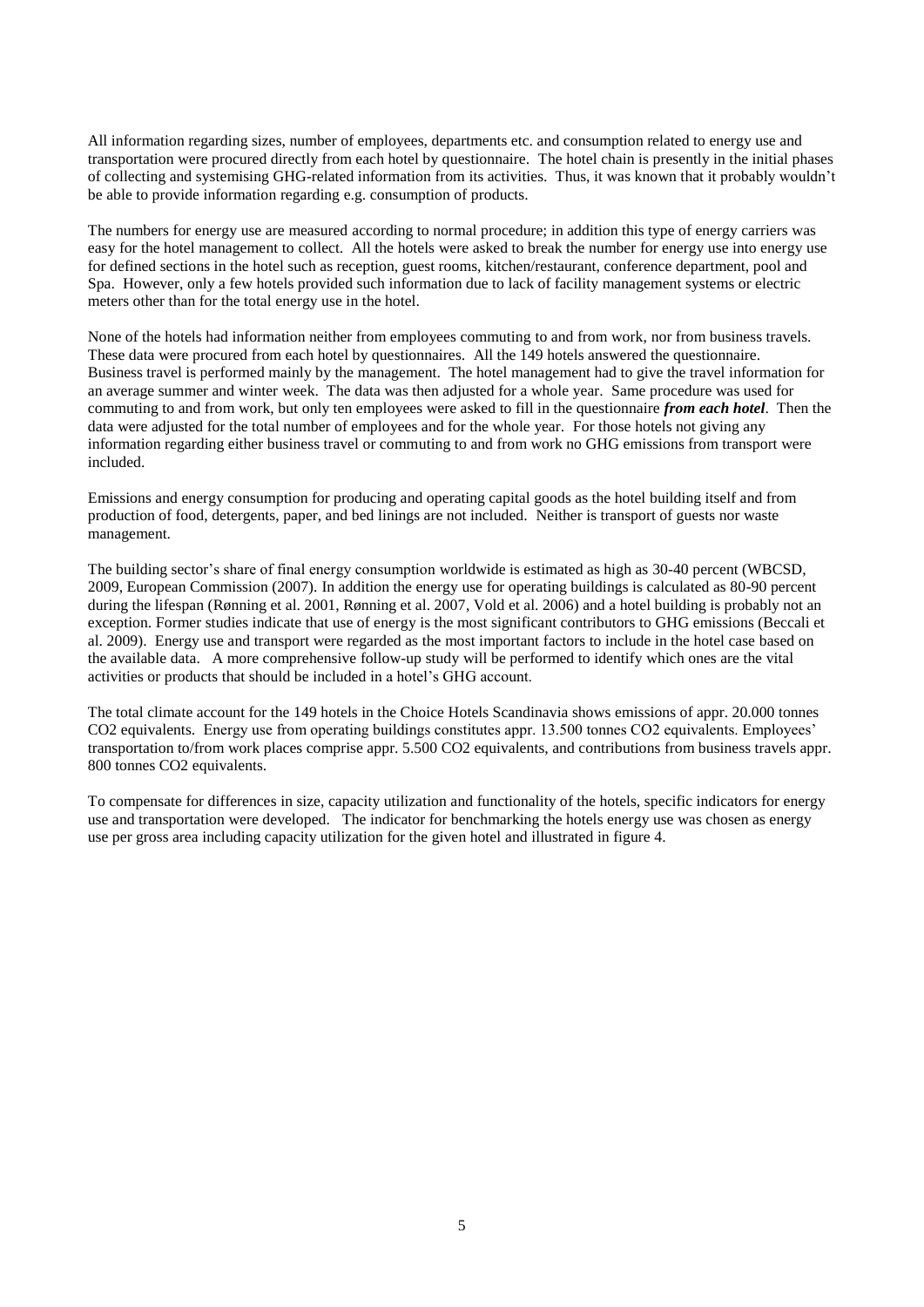All information regarding sizes, number of employees, departments etc. and consumption related to energy use and transportation were procured directly from each hotel by questionnaire. The hotel chain is presently in the initial phases of collecting and systemising GHG-related information from its activities. Thus, it was known that it probably wouldn't be able to provide information regarding e.g. consumption of products.

The numbers for energy use are measured according to normal procedure; in addition this type of energy carriers was easy for the hotel management to collect. All the hotels were asked to break the number for energy use into energy use for defined sections in the hotel such as reception, guest rooms, kitchen/restaurant, conference department, pool and Spa. However, only a few hotels provided such information due to lack of facility management systems or electric meters other than for the total energy use in the hotel.

None of the hotels had information neither from employees commuting to and from work, nor from business travels. These data were procured from each hotel by questionnaires. All the 149 hotels answered the questionnaire. Business travel is performed mainly by the management. The hotel management had to give the travel information for an average summer and winter week. The data was then adjusted for a whole year. Same procedure was used for commuting to and from work, but only ten employees were asked to fill in the questionnaire ***from each hotel***. Then the data were adjusted for the total number of employees and for the whole year. For those hotels not giving any information regarding either business travel or commuting to and from work no GHG emissions from transport were included.

Emissions and energy consumption for producing and operating capital goods as the hotel building itself and from production of food, detergents, paper, and bed linings are not included. Neither is transport of guests nor waste management.

The building sector's share of final energy consumption worldwide is estimated as high as 30-40 percent (WBCSD, 2009, European Commission (2007). In addition the energy use for operating buildings is calculated as 80-90 percent during the lifespan (Rønning et al. 2001, Rønning et al. 2007, Vold et al. 2006) and a hotel building is probably not an exception. Former studies indicate that use of energy is the most significant contributors to GHG emissions (Beccali et al. 2009). Energy use and transport were regarded as the most important factors to include in the hotel case based on the available data. A more comprehensive follow-up study will be performed to identify which ones are the vital activities or products that should be included in a hotel's GHG account.

The total climate account for the 149 hotels in the Choice Hotels Scandinavia shows emissions of appr. 20.000 tonnes $CO_2$ equivalents. Energy use from operating buildings constitutes appr. 13.500 tonnes $CO_2$ equivalents. Employees' transportation to/from work places comprise appr. 5.500 $CO_2$ equivalents, and contributions from business travels appr. 800 tonnes $CO_2$ equivalents.

To compensate for differences in size, capacity utilization and functionality of the hotels, specific indicators for energy use and transportation were developed. The indicator for benchmarking the hotels energy use was chosen as energy use per gross area including capacity utilization for the given hotel and illustrated in figure 4.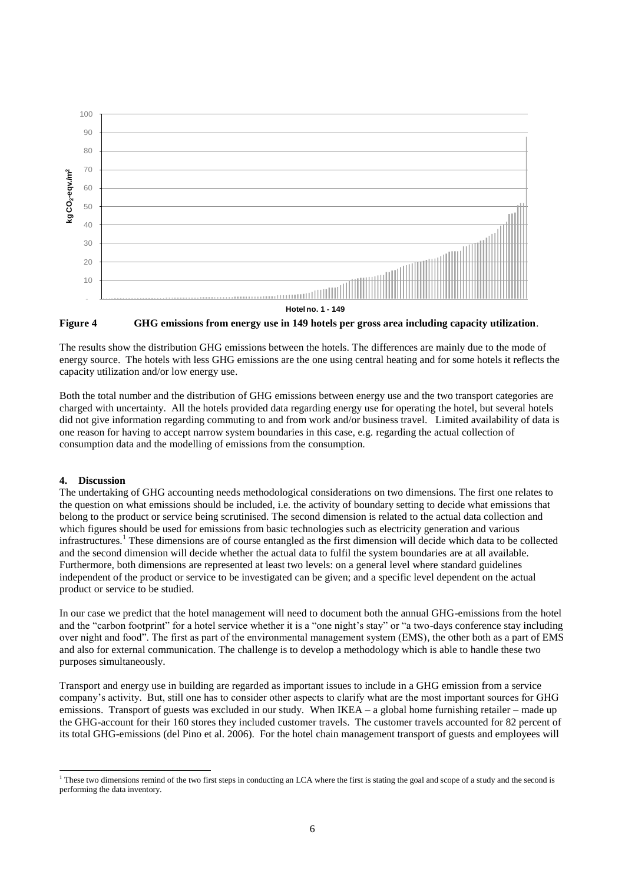**Figure 4 GHG emissions from energy use in 149 hotels per gross area including capacity utilization.**

The results show the distribution GHG emissions between the hotels. The differences are mainly due to the mode of energy source. The hotels with less GHG emissions are the one using central heating and for some hotels it reflects the capacity utilization and/or low energy use.

Both the total number and the distribution of GHG emissions between energy use and the two transport categories are charged with uncertainty. All the hotels provided data regarding energy use for operating the hotel, but several hotels did not give information regarding commuting to and from work and/or business travel. Limited availability of data is one reason for having to accept narrow system boundaries in this case, e.g. regarding the actual collection of consumption data and the modelling of emissions from the consumption.

## 4. Discussion

The undertaking of GHG accounting needs methodological considerations on two dimensions. The first one relates to the question on what emissions should be included, i.e. the activity of boundary setting to decide what emissions that belong to the product or service being scrutinised. The second dimension is related to the actual data collection and which figures should be used for emissions from basic technologies such as electricity generation and various infrastructures.[1] These dimensions are of course entangled as the first dimension will decide which data to be collected and the second dimension will decide whether the actual data to fulfil the system boundaries are at all available. Furthermore, both dimensions are represented at least two levels: on a general level where standard guidelines independent of the product or service to be investigated can be given; and a specific level dependent on the actual product or service to be studied.

In our case we predict that the hotel management will need to document both the annual GHG-emissions from the hotel and the "carbon footprint" for a hotel service whether it is a "one night's stay" or "a two-days conference stay including over night and food". The first as part of the environmental management system (EMS), the other both as a part of EMS and also for external communication. The challenge is to develop a methodology which is able to handle these two purposes simultaneously.

Transport and energy use in building are regarded as important issues to include in a GHG emission from a service company's activity. But, still one has to consider other aspects to clarify what are the most important sources for GHG emissions. Transport of guests was excluded in our study. When IKEA – a global home furnishing retailer – made up the GHG-account for their 160 stores they included customer travels. The customer travels accounted for 82 percent of its total GHG-emissions (del Pino et al. 2006). For the hotel chain management transport of guests and employees will

---

[1] These two dimensions remind of the two first steps in conducting an LCA where the first is stating the goal and scope of a study and the second is performing the data inventory.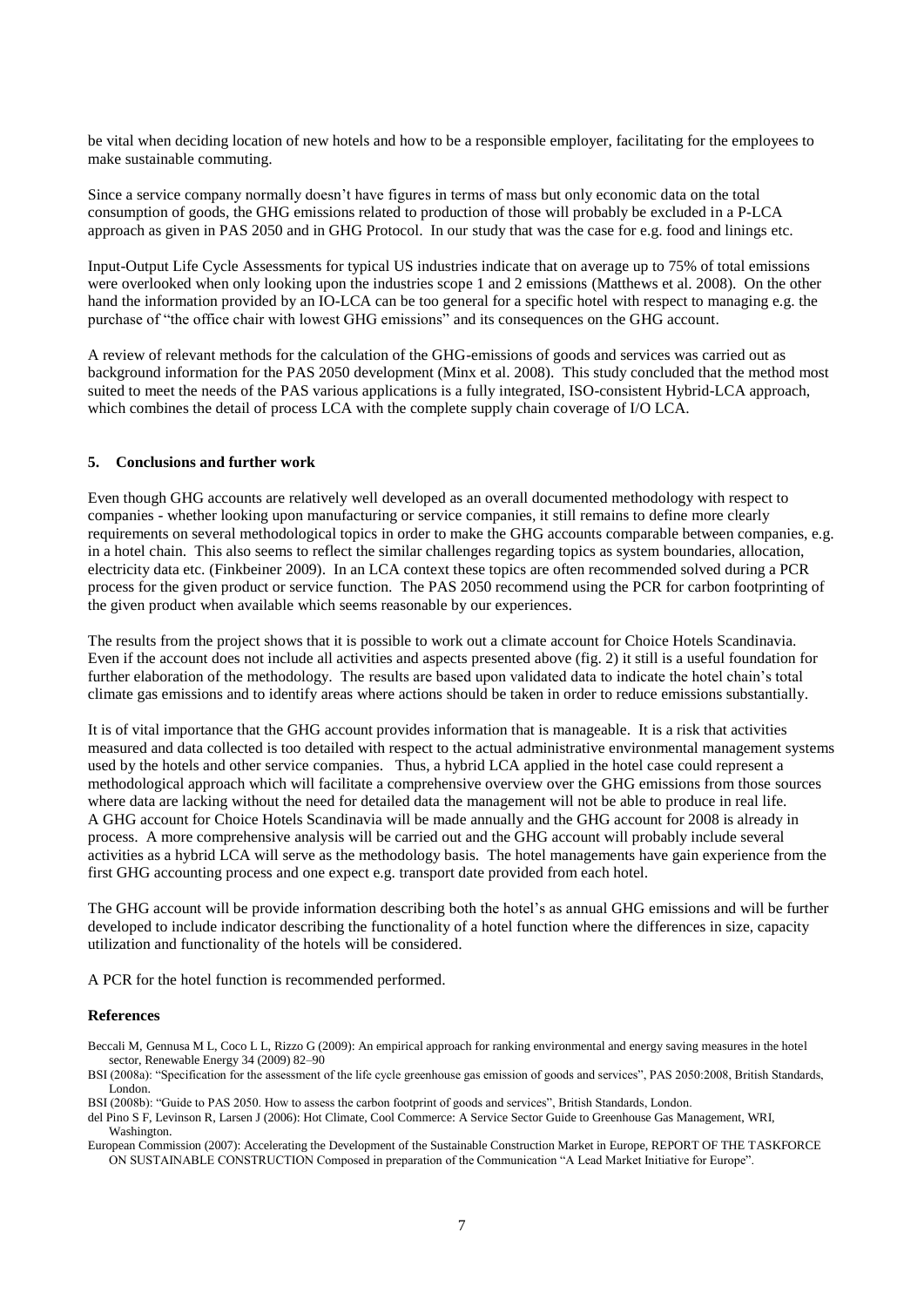be vital when deciding location of new hotels and how to be a responsible employer, facilitating for the employees to make sustainable commuting.

Since a service company normally doesn't have figures in terms of mass but only economic data on the total consumption of goods, the GHG emissions related to production of those will probably be excluded in a P-LCA approach as given in PAS 2050 and in GHG Protocol. In our study that was the case for e.g. food and linings etc.

Input-Output Life Cycle Assessments for typical US industries indicate that on average up to 75% of total emissions were overlooked when only looking upon the industries scope 1 and 2 emissions (Matthews et al. 2008). On the other hand the information provided by an IO-LCA can be too general for a specific hotel with respect to managing e.g. the purchase of "the office chair with lowest GHG emissions" and its consequences on the GHG account.

A review of relevant methods for the calculation of the GHG-emissions of goods and services was carried out as background information for the PAS 2050 development (Minx et al. 2008). This study concluded that the method most suited to meet the needs of the PAS various applications is a fully integrated, ISO-consistent Hybrid-LCA approach, which combines the detail of process LCA with the complete supply chain coverage of I/O LCA.

## 5. Conclusions and further work

Even though GHG accounts are relatively well developed as an overall documented methodology with respect to companies - whether looking upon manufacturing or service companies, it still remains to define more clearly requirements on several methodological topics in order to make the GHG accounts comparable between companies, e.g. in a hotel chain. This also seems to reflect the similar challenges regarding topics as system boundaries, allocation, electricity data etc. (Finkbeiner 2009). In an LCA context these topics are often recommended solved during a PCR process for the given product or service function. The PAS 2050 recommend using the PCR for carbon footprinting of the given product when available which seems reasonable by our experiences.

The results from the project shows that it is possible to work out a climate account for Choice Hotels Scandinavia. Even if the account does not include all activities and aspects presented above (fig. 2) it still is a useful foundation for further elaboration of the methodology. The results are based upon validated data to indicate the hotel chain's total climate gas emissions and to identify areas where actions should be taken in order to reduce emissions substantially.

It is of vital importance that the GHG account provides information that is manageable. It is a risk that activities measured and data collected is too detailed with respect to the actual administrative environmental management systems used by the hotels and other service companies. Thus, a hybrid LCA applied in the hotel case could represent a methodological approach which will facilitate a comprehensive overview over the GHG emissions from those sources where data are lacking without the need for detailed data the management will not be able to produce in real life.
A GHG account for Choice Hotels Scandinavia will be made annually and the GHG account for 2008 is already in process. A more comprehensive analysis will be carried out and the GHG account will probably include several activities as a hybrid LCA will serve as the methodology basis. The hotel managements have gain experience from the first GHG accounting process and one expect e.g. transport date provided from each hotel.

The GHG account will be provide information describing both the hotel's as annual GHG emissions and will be further developed to include indicator describing the functionality of a hotel function where the differences in size, capacity utilization and functionality of the hotels will be considered.

A PCR for the hotel function is recommended performed.

### References

Beccali M, Gennusa M L, Coco L L, Rizzo G (2009): An empirical approach for ranking environmental and energy saving measures in the hotel sector, Renewable Energy 34 (2009) 82–90

BSI (2008a): "Specification for the assessment of the life cycle greenhouse gas emission of goods and services", PAS 2050:2008, British Standards, London.

BSI (2008b): "Guide to PAS 2050. How to assess the carbon footprint of goods and services", British Standards, London.

del Pino S F, Levinson R, Larsen J (2006): Hot Climate, Cool Commerce: A Service Sector Guide to Greenhouse Gas Management, WRI, Washington.

European Commission (2007): Accelerating the Development of the Sustainable Construction Market in Europe, REPORT OF THE TASKFORCE ON SUSTAINABLE CONSTRUCTION Composed in preparation of the Communication "A Lead Market Initiative for Europe".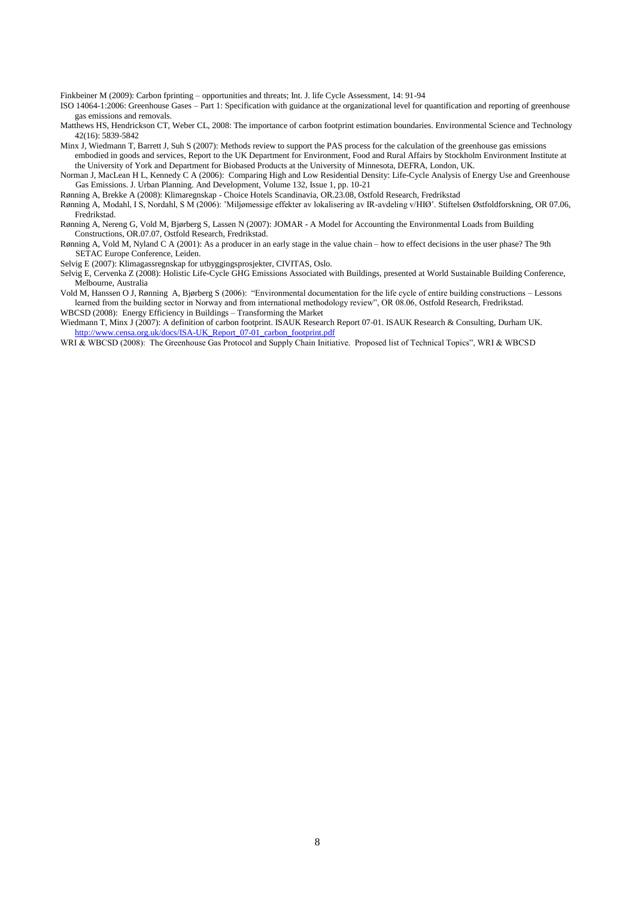Finkbeiner M (2009): Carbon fprinting – opportunities and threats; Int. J. life Cycle Assessment, 14: 91-94

ISO 14064-1:2006: Greenhouse Gases – Part 1: Specification with guidance at the organizational level for quantification and reporting of greenhouse gas emissions and removals.

Matthews HS, Hendrickson CT, Weber CL, 2008: The importance of carbon footprint estimation boundaries. Environmental Science and Technology 42(16): 5839-5842

Minx J, Wiedmann T, Barrett J, Suh S (2007): Methods review to support the PAS process for the calculation of the greenhouse gas emissions embodied in goods and services, Report to the UK Department for Environment, Food and Rural Affairs by Stockholm Environment Institute at the University of York and Department for Biobased Products at the University of Minnesota, DEFRA, London, UK.

Norman J, MacLean H L, Kennedy C A (2006): Comparing High and Low Residential Density: Life-Cycle Analysis of Energy Use and Greenhouse Gas Emissions. J. Urban Planning. And Development, Volume 132, Issue 1, pp. 10-21

Rønning A, Brekke A (2008): Klimaregnskap - Choice Hotels Scandinavia, OR.23.08, Ostfold Research, Fredrikstad

Rønning A, Modahl, I S, Nordahl, S M (2006): 'Miljømessige effekter av lokalisering av IR-avdeling v/HIØ'. Stiftelsen Østfoldforskning, OR 07.06, Fredrikstad.

Rønning A, Nereng G, Vold M, Bjørberg S, Lassen N (2007): JOMAR - A Model for Accounting the Environmental Loads from Building Constructions, OR.07.07, Ostfold Research, Fredrikstad.

Rønning A, Vold M, Nyland C A (2001): As a producer in an early stage in the value chain – how to effect decisions in the user phase? The 9th SETAC Europe Conference, Leiden.

Selvig E (2007): Klimagassregnskap for utbyggingsprosjekter, CIVITAS, Oslo.

Selvig E, Cervenka Z (2008): Holistic Life-Cycle GHG Emissions Associated with Buildings, presented at World Sustainable Building Conference, Melbourne, Australia

Vold M, Hanssen O J, Rønning A, Bjørberg S (2006): "Environmental documentation for the life cycle of entire building constructions – Lessons learned from the building sector in Norway and from international methodology review", OR 08.06, Ostfold Research, Fredrikstad.

WBCSD (2008): Energy Efficiency in Buildings – Transforming the Market

Wiedmann T, Minx J (2007): A definition of carbon footprint. ISAUK Research Report 07-01. ISAUK Research & Consulting, Durham UK. http://www.censa.org.uk/docs/ISA-UK_Report_07-01_carbon_footprint.pdf

WRI & WBCSD (2008): The Greenhouse Gas Protocol and Supply Chain Initiative. Proposed list of Technical Topics", WRI & WBCSD